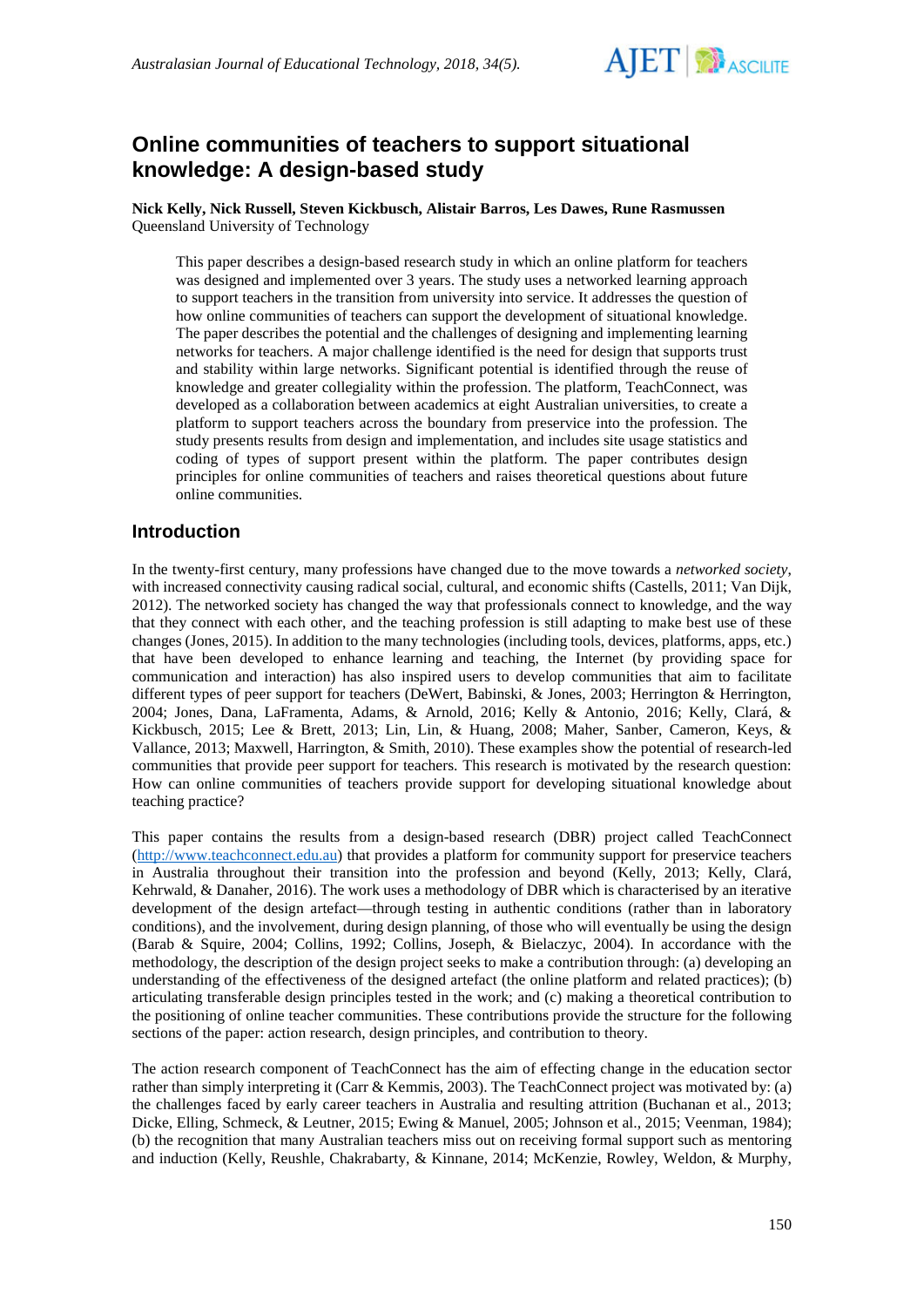# Online communities of teachers to support situational knowledge: A design-based study

**Nick Kelly, Nick Russell, Steven Kickbusch, Alistair Barros, Les Dawes, Rune Rasmussen**
Queensland University of Technology

> This paper describes a design-based research study in which an online platform for teachers was designed and implemented over 3 years. The study uses a networked learning approach to support teachers in the transition from university into service. It addresses the question of how online communities of teachers can support the development of situational knowledge. The paper describes the potential and the challenges of designing and implementing learning networks for teachers. A major challenge identified is the need for design that supports trust and stability within large networks. Significant potential is identified through the reuse of knowledge and greater collegiality within the profession. The platform, TeachConnect, was developed as a collaboration between academics at eight Australian universities, to create a platform to support teachers across the boundary from preservice into the profession. The study presents results from design and implementation, and includes site usage statistics and coding of types of support present within the platform. The paper contributes design principles for online communities of teachers and raises theoretical questions about future online communities.

## Introduction

In the twenty-first century, many professions have changed due to the move towards a *networked society*, with increased connectivity causing radical social, cultural, and economic shifts (Castells, 2011; Van Dijk, 2012). The networked society has changed the way that professionals connect to knowledge, and the way that they connect with each other, and the teaching profession is still adapting to make best use of these changes (Jones, 2015). In addition to the many technologies (including tools, devices, platforms, apps, etc.) that have been developed to enhance learning and teaching, the Internet (by providing space for communication and interaction) has also inspired users to develop communities that aim to facilitate different types of peer support for teachers (DeWert, Babinski, & Jones, 2003; Herrington & Herrington, 2004; Jones, Dana, LaFramenta, Adams, & Arnold, 2016; Kelly & Antonio, 2016; Kelly, Clará, & Kickbusch, 2015; Lee & Brett, 2013; Lin, Lin, & Huang, 2008; Maher, Sanber, Cameron, Keys, & Vallance, 2013; Maxwell, Harrington, & Smith, 2010). These examples show the potential of research-led communities that provide peer support for teachers. This research is motivated by the research question: How can online communities of teachers provide support for developing situational knowledge about teaching practice?

This paper contains the results from a design-based research (DBR) project called TeachConnect (http://www.teachconnect.edu.au) that provides a platform for community support for preservice teachers in Australia throughout their transition into the profession and beyond (Kelly, 2013; Kelly, Clará, Kehrwald, & Danaher, 2016). The work uses a methodology of DBR which is characterised by an iterative development of the design artefact—through testing in authentic conditions (rather than in laboratory conditions), and the involvement, during design planning, of those who will eventually be using the design (Barab & Squire, 2004; Collins, 1992; Collins, Joseph, & Bielaczyc, 2004). In accordance with the methodology, the description of the design project seeks to make a contribution through: (a) developing an understanding of the effectiveness of the designed artefact (the online platform and related practices); (b) articulating transferable design principles tested in the work; and (c) making a theoretical contribution to the positioning of online teacher communities. These contributions provide the structure for the following sections of the paper: action research, design principles, and contribution to theory.

The action research component of TeachConnect has the aim of effecting change in the education sector rather than simply interpreting it (Carr & Kemmis, 2003). The TeachConnect project was motivated by: (a) the challenges faced by early career teachers in Australia and resulting attrition (Buchanan et al., 2013; Dicke, Elling, Schmeck, & Leutner, 2015; Ewing & Manuel, 2005; Johnson et al., 2015; Veenman, 1984); (b) the recognition that many Australian teachers miss out on receiving formal support such as mentoring and induction (Kelly, Reushle, Chakrabarty, & Kinnane, 2014; McKenzie, Rowley, Weldon, & Murphy,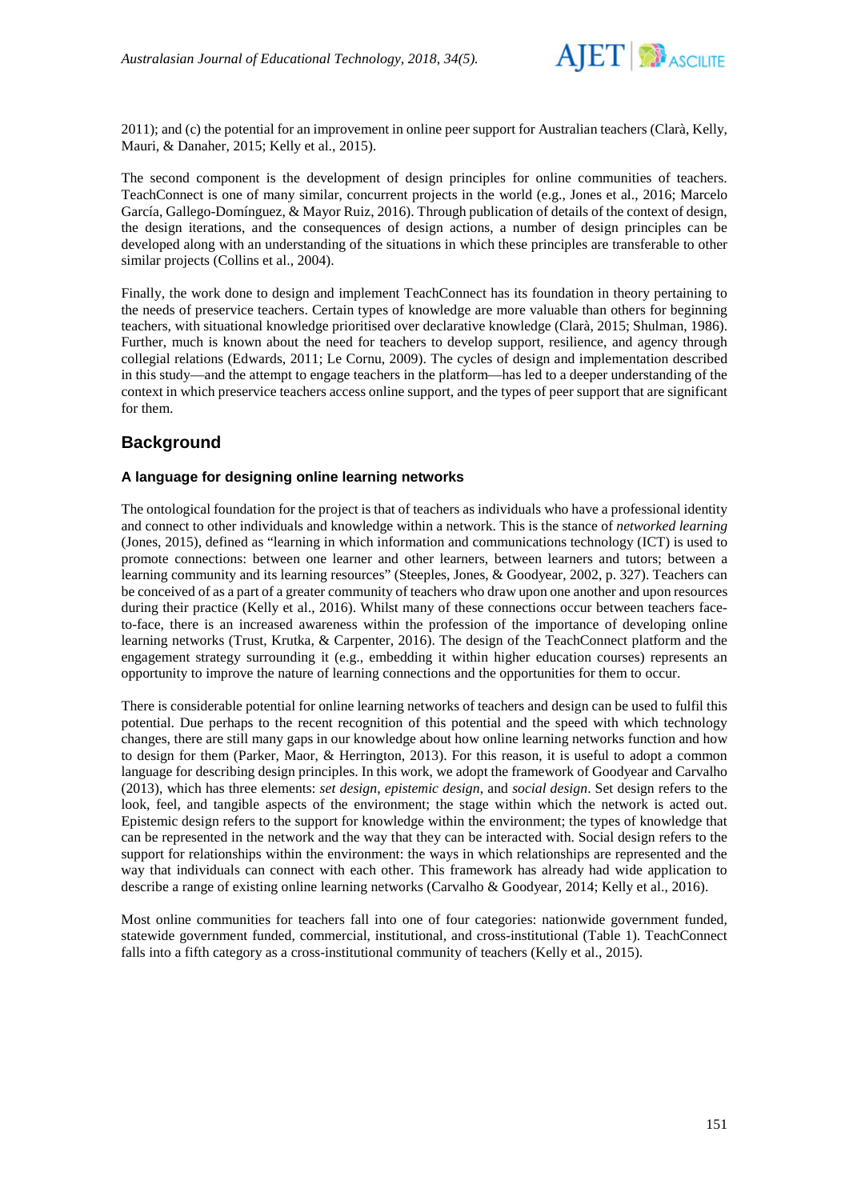2011); and (c) the potential for an improvement in online peer support for Australian teachers (Clarà, Kelly, Mauri, & Danaher, 2015; Kelly et al., 2015).

The second component is the development of design principles for online communities of teachers. TeachConnect is one of many similar, concurrent projects in the world (e.g., Jones et al., 2016; Marcelo García, Gallego-Domínguez, & Mayor Ruiz, 2016). Through publication of details of the context of design, the design iterations, and the consequences of design actions, a number of design principles can be developed along with an understanding of the situations in which these principles are transferable to other similar projects (Collins et al., 2004).

Finally, the work done to design and implement TeachConnect has its foundation in theory pertaining to the needs of preservice teachers. Certain types of knowledge are more valuable than others for beginning teachers, with situational knowledge prioritised over declarative knowledge (Clarà, 2015; Shulman, 1986). Further, much is known about the need for teachers to develop support, resilience, and agency through collegial relations (Edwards, 2011; Le Cornu, 2009). The cycles of design and implementation described in this study—and the attempt to engage teachers in the platform—has led to a deeper understanding of the context in which preservice teachers access online support, and the types of peer support that are significant for them.

## Background

### A language for designing online learning networks

The ontological foundation for the project is that of teachers as individuals who have a professional identity and connect to other individuals and knowledge within a network. This is the stance of *networked learning* (Jones, 2015), defined as "learning in which information and communications technology (ICT) is used to promote connections: between one learner and other learners, between learners and tutors; between a learning community and its learning resources" (Steeples, Jones, & Goodyear, 2002, p. 327). Teachers can be conceived of as a part of a greater community of teachers who draw upon one another and upon resources during their practice (Kelly et al., 2016). Whilst many of these connections occur between teachers face-to-face, there is an increased awareness within the profession of the importance of developing online learning networks (Trust, Krutka, & Carpenter, 2016). The design of the TeachConnect platform and the engagement strategy surrounding it (e.g., embedding it within higher education courses) represents an opportunity to improve the nature of learning connections and the opportunities for them to occur.

There is considerable potential for online learning networks of teachers and design can be used to fulfil this potential. Due perhaps to the recent recognition of this potential and the speed with which technology changes, there are still many gaps in our knowledge about how online learning networks function and how to design for them (Parker, Maor, & Herrington, 2013). For this reason, it is useful to adopt a common language for describing design principles. In this work, we adopt the framework of Goodyear and Carvalho (2013), which has three elements: *set design*, *epistemic design*, and *social design*. Set design refers to the look, feel, and tangible aspects of the environment; the stage within which the network is acted out. Epistemic design refers to the support for knowledge within the environment; the types of knowledge that can be represented in the network and the way that they can be interacted with. Social design refers to the support for relationships within the environment: the ways in which relationships are represented and the way that individuals can connect with each other. This framework has already had wide application to describe a range of existing online learning networks (Carvalho & Goodyear, 2014; Kelly et al., 2016).

Most online communities for teachers fall into one of four categories: nationwide government funded, statewide government funded, commercial, institutional, and cross-institutional (Table 1). TeachConnect falls into a fifth category as a cross-institutional community of teachers (Kelly et al., 2015).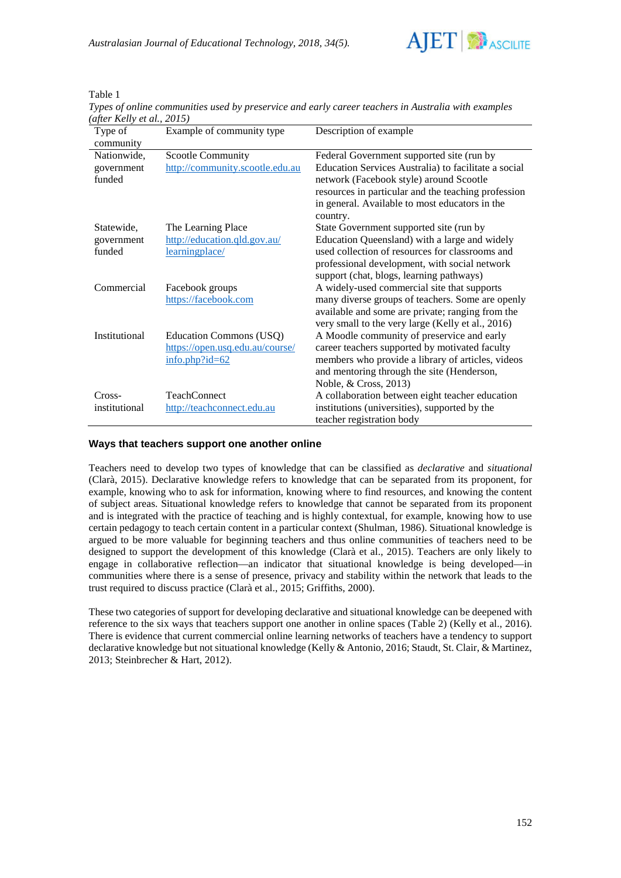Table 1

*Types of online communities used by preservice and early career teachers in Australia with examples (after Kelly et al., 2015)*

| Type of community | Example of community type | Description of example |
|---|---|---|
| Nationwide, government funded | Scootle Community http://community.scootle.edu.au | Federal Government supported site (run by Education Services Australia) to facilitate a social network (Facebook style) around Scootle resources in particular and the teaching profession in general. Available to most educators in the country. |
| Statewide, government funded | The Learning Place http://education.qld.gov.au/learningplace/ | State Government supported site (run by Education Queensland) with a large and widely used collection of resources for classrooms and professional development, with social network support (chat, blogs, learning pathways) |
| Commercial | Facebook groups https://facebook.com | A widely-used commercial site that supports many diverse groups of teachers. Some are openly available and some are private; ranging from the very small to the very large (Kelly et al., 2016) |
| Institutional | Education Commons (USQ) https://open.usq.edu.au/course/info.php?id=62 | A Moodle community of preservice and early career teachers supported by motivated faculty members who provide a library of articles, videos and mentoring through the site (Henderson, Noble, & Cross, 2013) |
| Cross-institutional | TeachConnect http://teachconnect.edu.au | A collaboration between eight teacher education institutions (universities), supported by the teacher registration body |

### Ways that teachers support one another online

Teachers need to develop two types of knowledge that can be classified as *declarative* and *situational* (Clarà, 2015). Declarative knowledge refers to knowledge that can be separated from its proponent, for example, knowing who to ask for information, knowing where to find resources, and knowing the content of subject areas. Situational knowledge refers to knowledge that cannot be separated from its proponent and is integrated with the practice of teaching and is highly contextual, for example, knowing how to use certain pedagogy to teach certain content in a particular context (Shulman, 1986). Situational knowledge is argued to be more valuable for beginning teachers and thus online communities of teachers need to be designed to support the development of this knowledge (Clarà et al., 2015). Teachers are only likely to engage in collaborative reflection—an indicator that situational knowledge is being developed—in communities where there is a sense of presence, privacy and stability within the network that leads to the trust required to discuss practice (Clarà et al., 2015; Griffiths, 2000).

These two categories of support for developing declarative and situational knowledge can be deepened with reference to the six ways that teachers support one another in online spaces (Table 2) (Kelly et al., 2016). There is evidence that current commercial online learning networks of teachers have a tendency to support declarative knowledge but not situational knowledge (Kelly & Antonio, 2016; Staudt, St. Clair, & Martinez, 2013; Steinbrecher & Hart, 2012).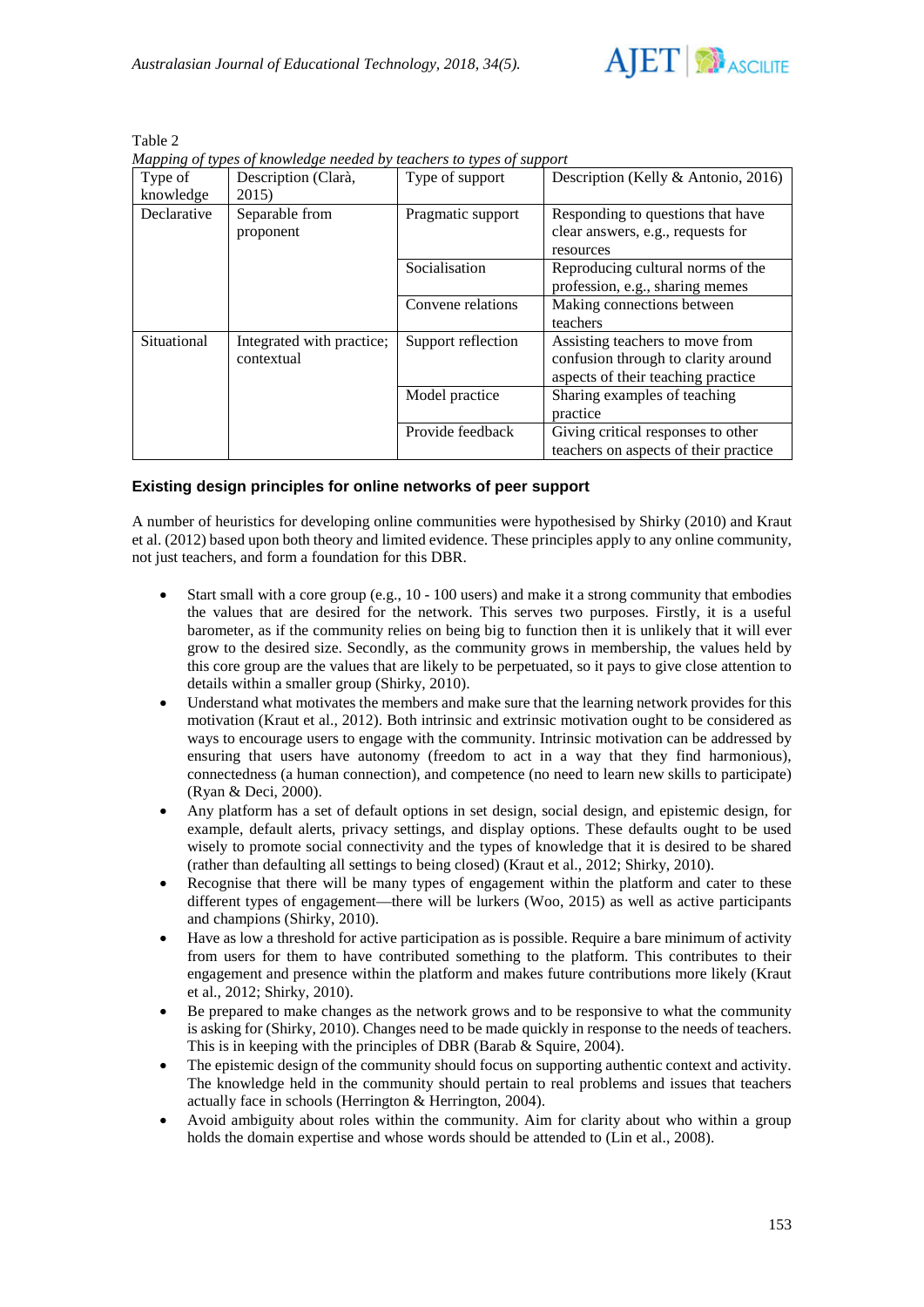Table 2

*Mapping of types of knowledge needed by teachers to types of support*

| Type of knowledge | Description (Clarà, 2015) | Type of support | Description (Kelly & Antonio, 2016) |
|---|---|---|---|
| Declarative | Separable from proponent | Pragmatic support | Responding to questions that have clear answers, e.g., requests for resources |
| | | Socialisation | Reproducing cultural norms of the profession, e.g., sharing memes |
| | | Convene relations | Making connections between teachers |
| Situational | Integrated with practice; contextual | Support reflection | Assisting teachers to move from confusion through to clarity around aspects of their teaching practice |
| | | Model practice | Sharing examples of teaching practice |
| | | Provide feedback | Giving critical responses to other teachers on aspects of their practice |

### Existing design principles for online networks of peer support

A number of heuristics for developing online communities were hypothesised by Shirky (2010) and Kraut et al. (2012) based upon both theory and limited evidence. These principles apply to any online community, not just teachers, and form a foundation for this DBR.

- Start small with a core group (e.g., 10 - 100 users) and make it a strong community that embodies the values that are desired for the network. This serves two purposes. Firstly, it is a useful barometer, as if the community relies on being big to function then it is unlikely that it will ever grow to the desired size. Secondly, as the community grows in membership, the values held by this core group are the values that are likely to be perpetuated, so it pays to give close attention to details within a smaller group (Shirky, 2010).
- Understand what motivates the members and make sure that the learning network provides for this motivation (Kraut et al., 2012). Both intrinsic and extrinsic motivation ought to be considered as ways to encourage users to engage with the community. Intrinsic motivation can be addressed by ensuring that users have autonomy (freedom to act in a way that they find harmonious), connectedness (a human connection), and competence (no need to learn new skills to participate) (Ryan & Deci, 2000).
- Any platform has a set of default options in set design, social design, and epistemic design, for example, default alerts, privacy settings, and display options. These defaults ought to be used wisely to promote social connectivity and the types of knowledge that it is desired to be shared (rather than defaulting all settings to being closed) (Kraut et al., 2012; Shirky, 2010).
- Recognise that there will be many types of engagement within the platform and cater to these different types of engagement—there will be lurkers (Woo, 2015) as well as active participants and champions (Shirky, 2010).
- Have as low a threshold for active participation as is possible. Require a bare minimum of activity from users for them to have contributed something to the platform. This contributes to their engagement and presence within the platform and makes future contributions more likely (Kraut et al., 2012; Shirky, 2010).
- Be prepared to make changes as the network grows and to be responsive to what the community is asking for (Shirky, 2010). Changes need to be made quickly in response to the needs of teachers. This is in keeping with the principles of DBR (Barab & Squire, 2004).
- The epistemic design of the community should focus on supporting authentic context and activity. The knowledge held in the community should pertain to real problems and issues that teachers actually face in schools (Herrington & Herrington, 2004).
- Avoid ambiguity about roles within the community. Aim for clarity about who within a group holds the domain expertise and whose words should be attended to (Lin et al., 2008).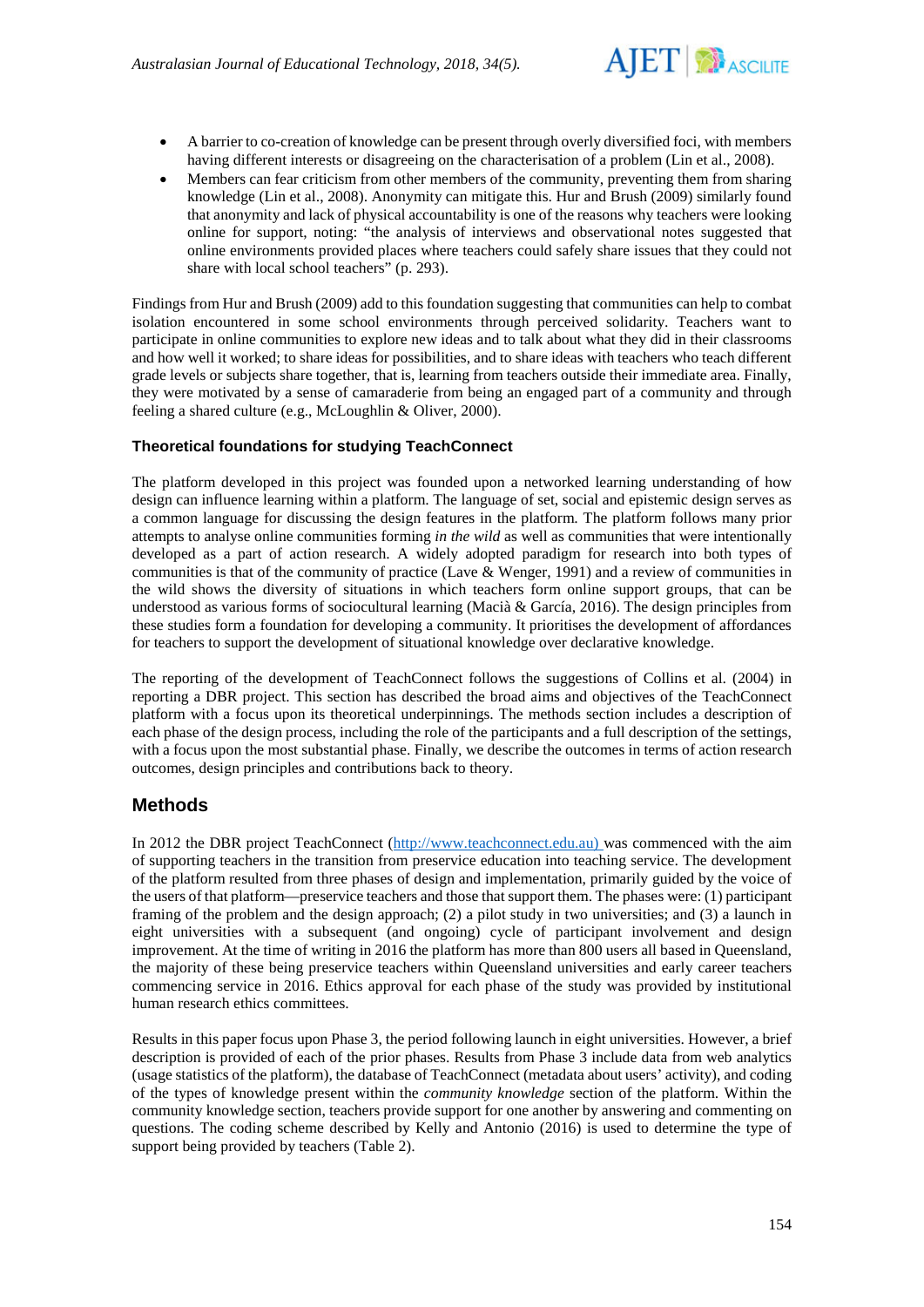- A barrier to co-creation of knowledge can be present through overly diversified foci, with members having different interests or disagreeing on the characterisation of a problem (Lin et al., 2008).
- Members can fear criticism from other members of the community, preventing them from sharing knowledge (Lin et al., 2008). Anonymity can mitigate this. Hur and Brush (2009) similarly found that anonymity and lack of physical accountability is one of the reasons why teachers were looking online for support, noting: "the analysis of interviews and observational notes suggested that online environments provided places where teachers could safely share issues that they could not share with local school teachers" (p. 293).

Findings from Hur and Brush (2009) add to this foundation suggesting that communities can help to combat isolation encountered in some school environments through perceived solidarity. Teachers want to participate in online communities to explore new ideas and to talk about what they did in their classrooms and how well it worked; to share ideas for possibilities, and to share ideas with teachers who teach different grade levels or subjects share together, that is, learning from teachers outside their immediate area. Finally, they were motivated by a sense of camaraderie from being an engaged part of a community and through feeling a shared culture (e.g., McLoughlin & Oliver, 2000).

### Theoretical foundations for studying TeachConnect

The platform developed in this project was founded upon a networked learning understanding of how design can influence learning within a platform. The language of set, social and epistemic design serves as a common language for discussing the design features in the platform. The platform follows many prior attempts to analyse online communities forming *in the wild* as well as communities that were intentionally developed as a part of action research. A widely adopted paradigm for research into both types of communities is that of the community of practice (Lave & Wenger, 1991) and a review of communities in the wild shows the diversity of situations in which teachers form online support groups, that can be understood as various forms of sociocultural learning (Macià & García, 2016). The design principles from these studies form a foundation for developing a community. It prioritises the development of affordances for teachers to support the development of situational knowledge over declarative knowledge.

The reporting of the development of TeachConnect follows the suggestions of Collins et al. (2004) in reporting a DBR project. This section has described the broad aims and objectives of the TeachConnect platform with a focus upon its theoretical underpinnings. The methods section includes a description of each phase of the design process, including the role of the participants and a full description of the settings, with a focus upon the most substantial phase. Finally, we describe the outcomes in terms of action research outcomes, design principles and contributions back to theory.

## Methods

In 2012 the DBR project TeachConnect (http://www.teachconnect.edu.au) was commenced with the aim of supporting teachers in the transition from preservice education into teaching service. The development of the platform resulted from three phases of design and implementation, primarily guided by the voice of the users of that platform—preservice teachers and those that support them. The phases were: (1) participant framing of the problem and the design approach; (2) a pilot study in two universities; and (3) a launch in eight universities with a subsequent (and ongoing) cycle of participant involvement and design improvement. At the time of writing in 2016 the platform has more than 800 users all based in Queensland, the majority of these being preservice teachers within Queensland universities and early career teachers commencing service in 2016. Ethics approval for each phase of the study was provided by institutional human research ethics committees.

Results in this paper focus upon Phase 3, the period following launch in eight universities. However, a brief description is provided of each of the prior phases. Results from Phase 3 include data from web analytics (usage statistics of the platform), the database of TeachConnect (metadata about users' activity), and coding of the types of knowledge present within the *community knowledge* section of the platform. Within the community knowledge section, teachers provide support for one another by answering and commenting on questions. The coding scheme described by Kelly and Antonio (2016) is used to determine the type of support being provided by teachers (Table 2).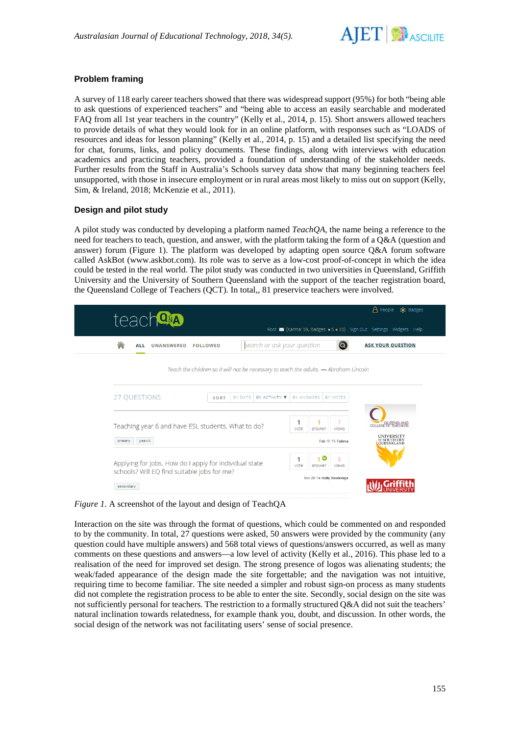### Problem framing

A survey of 118 early career teachers showed that there was widespread support (95%) for both "being able to ask questions of experienced teachers" and "being able to access an easily searchable and moderated FAQ from all 1st year teachers in the country" (Kelly et al., 2014, p. 15). Short answers allowed teachers to provide details of what they would look for in an online platform, with responses such as "LOADS of resources and ideas for lesson planning" (Kelly et al., 2014, p. 15) and a detailed list specifying the need for chat, forums, links, and policy documents. These findings, along with interviews with education academics and practicing teachers, provided a foundation of understanding of the stakeholder needs. Further results from the Staff in Australia's Schools survey data show that many beginning teachers feel unsupported, with those in insecure employment or in rural areas most likely to miss out on support (Kelly, Sim, & Ireland, 2018; McKenzie et al., 2011).

### Design and pilot study

A pilot study was conducted by developing a platform named *TeachQA*, the name being a reference to the need for teachers to teach, question, and answer, with the platform taking the form of a Q&A (question and answer) forum (Figure 1). The platform was developed by adapting open source Q&A forum software called AskBot (www.askbot.com). Its role was to serve as a low-cost proof-of-concept in which the idea could be tested in the real world. The pilot study was conducted in two universities in Queensland, Griffith University and the University of Southern Queensland with the support of the teacher registration board, the Queensland College of Teachers (QCT). In total,, 81 preservice teachers were involved.

*Figure 1.* A screenshot of the layout and design of TeachQA

Interaction on the site was through the format of questions, which could be commented on and responded to by the community. In total, 27 questions were asked, 50 answers were provided by the community (any question could have multiple answers) and 568 total views of questions/answers occurred, as well as many comments on these questions and answers—a low level of activity (Kelly et al., 2016). This phase led to a realisation of the need for improved set design. The strong presence of logos was alienating students; the weak/faded appearance of the design made the site forgettable; and the navigation was not intuitive, requiring time to become familiar. The site needed a simpler and robust sign-on process as many students did not complete the registration process to be able to enter the site. Secondly, social design on the site was not sufficiently personal for teachers. The restriction to a formally structured Q&A did not suit the teachers' natural inclination towards relatedness, for example thank you, doubt, and discussion. In other words, the social design of the network was not facilitating users' sense of social presence.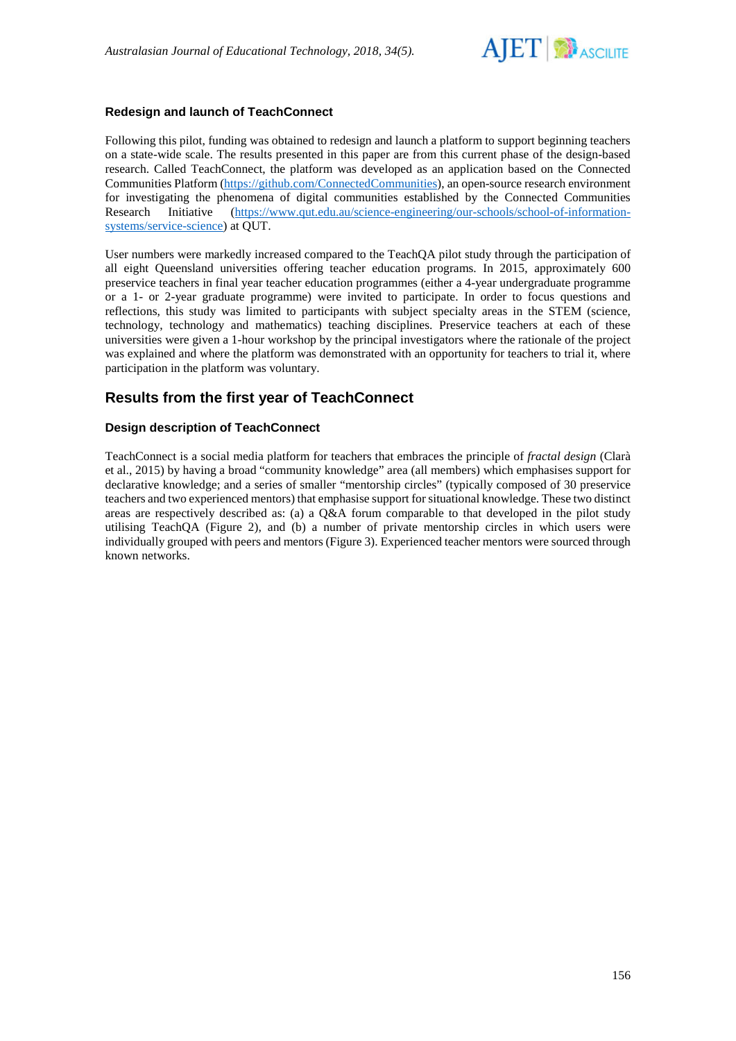### Redesign and launch of TeachConnect

Following this pilot, funding was obtained to redesign and launch a platform to support beginning teachers on a state-wide scale. The results presented in this paper are from this current phase of the design-based research. Called TeachConnect, the platform was developed as an application based on the Connected Communities Platform (https://github.com/ConnectedCommunities), an open-source research environment for investigating the phenomena of digital communities established by the Connected Communities Research Initiative (https://www.qut.edu.au/science-engineering/our-schools/school-of-information-systems/service-science) at QUT.

User numbers were markedly increased compared to the TeachQA pilot study through the participation of all eight Queensland universities offering teacher education programs. In 2015, approximately 600 preservice teachers in final year teacher education programmes (either a 4-year undergraduate programme or a 1- or 2-year graduate programme) were invited to participate. In order to focus questions and reflections, this study was limited to participants with subject specialty areas in the STEM (science, technology, technology and mathematics) teaching disciplines. Preservice teachers at each of these universities were given a 1-hour workshop by the principal investigators where the rationale of the project was explained and where the platform was demonstrated with an opportunity for teachers to trial it, where participation in the platform was voluntary.

## Results from the first year of TeachConnect

### Design description of TeachConnect

TeachConnect is a social media platform for teachers that embraces the principle of *fractal design* (Clarà et al., 2015) by having a broad "community knowledge" area (all members) which emphasises support for declarative knowledge; and a series of smaller "mentorship circles" (typically composed of 30 preservice teachers and two experienced mentors) that emphasise support for situational knowledge. These two distinct areas are respectively described as: (a) a Q&A forum comparable to that developed in the pilot study utilising TeachQA (Figure 2), and (b) a number of private mentorship circles in which users were individually grouped with peers and mentors (Figure 3). Experienced teacher mentors were sourced through known networks.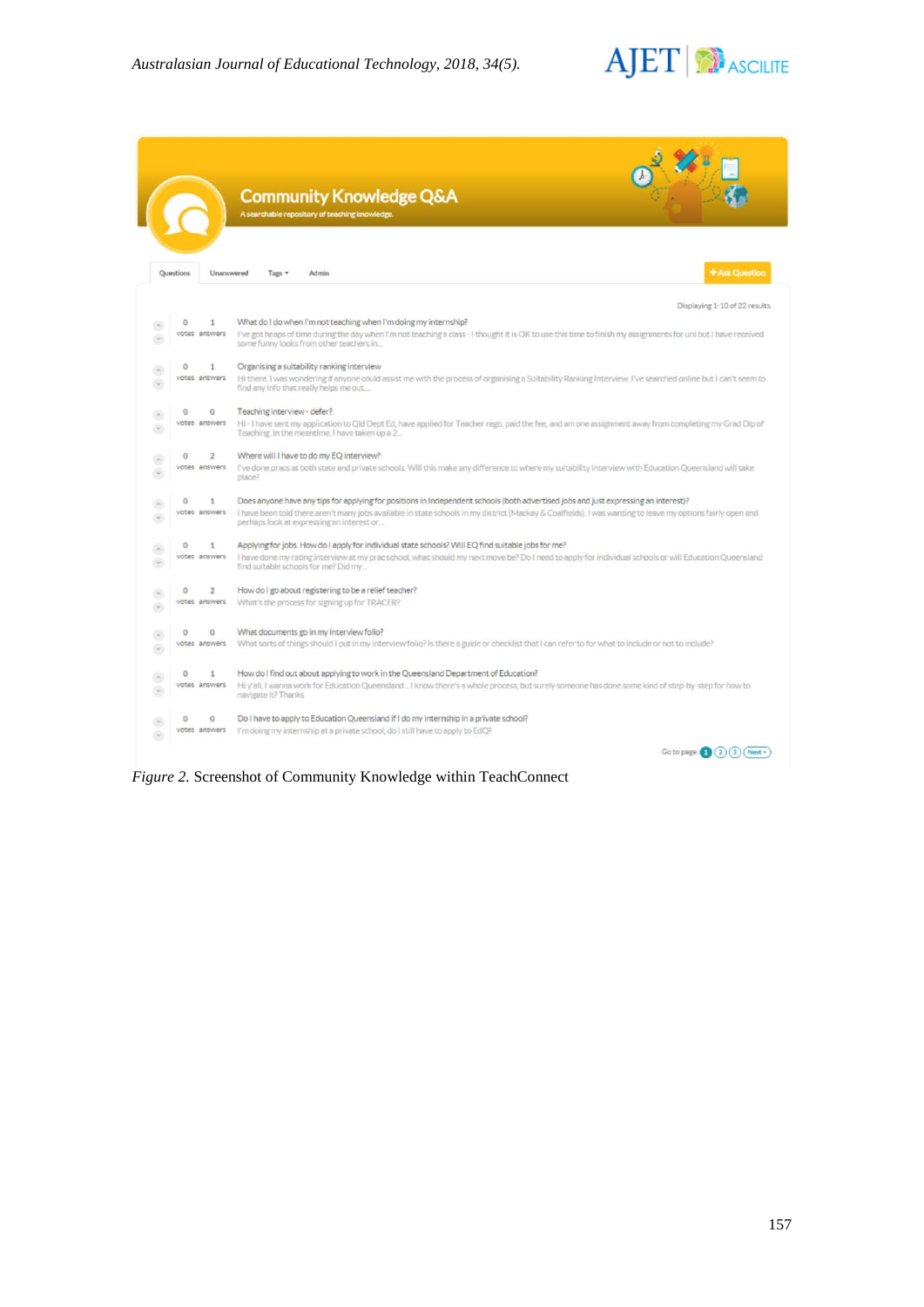**Community Knowledge Q&A**

A searchable repository of teaching knowledge

Questions | Unanswered | Tags ▾ | Admin | + Ask Question

Displaying 1-10 of 22 results.

0 votes 1 answers — **What do I do when I'm not teaching when I'm doing my internship?**
I've got heaps of time during the day when I'm not teaching a class - I thought it is OK to use this time to finish my assignments for uni but I have received some funny looks from other teachers in...

0 votes 1 answers — **Organising a suitability ranking interview**
Hi there, I was wondering if anyone could assist me with the process of organising a Suitability Ranking Interview. I've searched online but I can't seem to find any info that really helps me out...

0 votes 0 answers — **Teaching interview - defer?**
Hi - I have sent my application to Qld Dept Ed, have applied for Teacher rego, paid the fee, and am one assignment away from completing my Grad Dip of Teaching. In the meantime, I have taken up a 2...

0 votes 2 answers — **Where will I have to do my EQ interview?**
I've done pracs at both state and private schools. Will this make any difference to where my suitability interview with Education Queensland will take place?

0 votes 1 answers — **Does anyone have any tips for applying for positions in Independent schools (both advertised jobs and just expressing an interest)?**
I have been told there aren't many jobs available in state schools in my district (Mackay & Coalfields). I was wanting to leave my options fairly open and perhaps look at expressing an interest or...

0 votes 1 answers — **Applying for jobs. How do I apply for individual state schools? Will EQ find suitable jobs for me?**
I have done my rating interview at my prac school, what should my next move be? Do I need to apply for individual schools or will Education Queensland find suitable schools for me? Did my...

0 votes 2 answers — **How do I go about registering to be a relief teacher?**
What's the process for signing up for TRACER?

0 votes 0 answers — **What documents go in my interview folio?**
What sorts of things should I put in my interview folio? Is there a guide or checklist that I can refer to for what to include or not to include?

0 votes 1 answers — **How do I find out about applying to work in the Queensland Department of Education?**
Hi y'all, I wanna work for Education Queensland... I know there's a whole process, but surely someone has done some kind of step-by-step for how to navigate it? Thanks

0 votes 0 answers — **Do I have to apply to Education Queensland if I do my internship in a private school?**
I'm doing my internship at a private school, do I still have to apply to EdQ?

Go to page: 1 2 3 Next ›

*Figure 2.* Screenshot of Community Knowledge within TeachConnect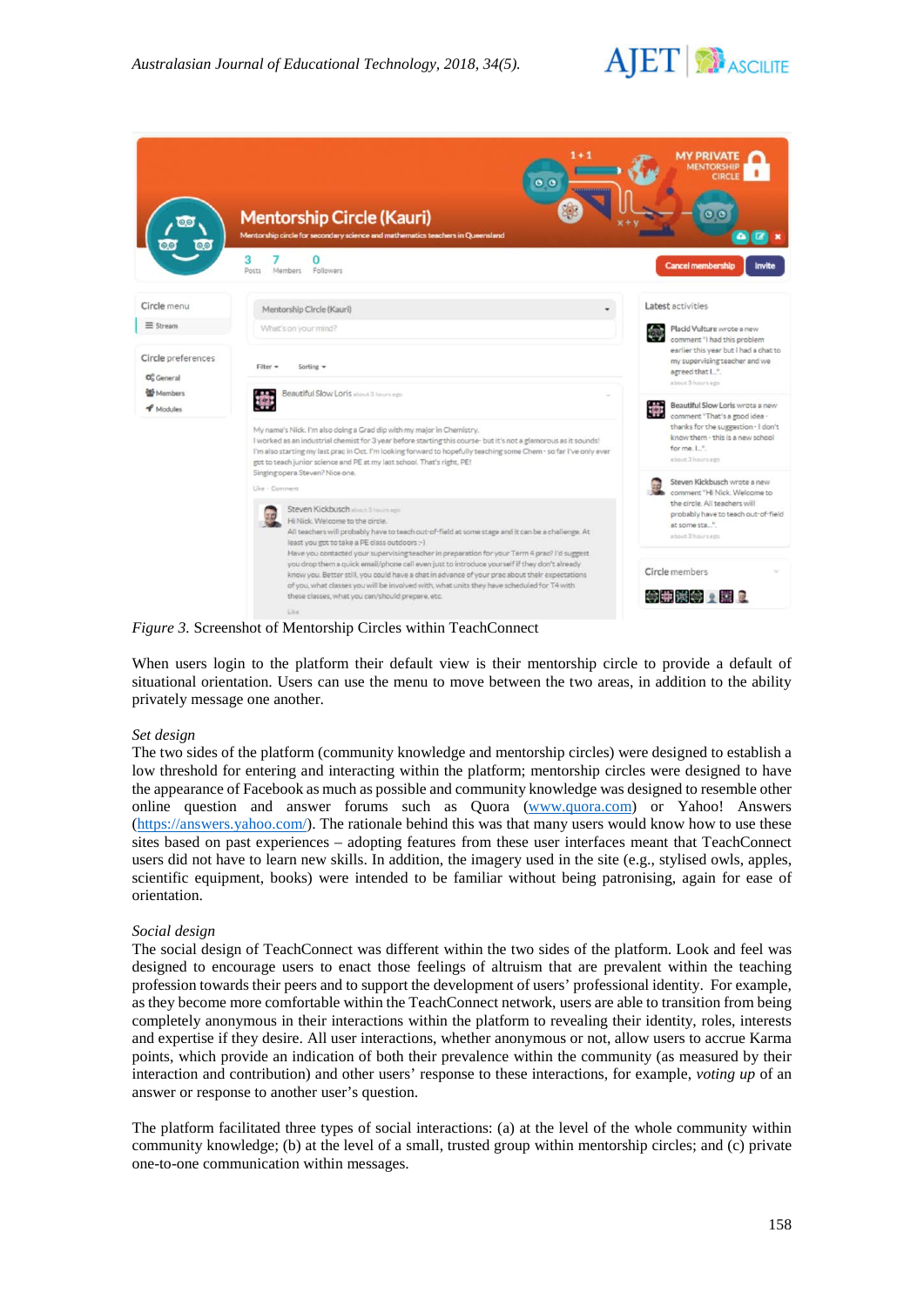*Figure 3.* Screenshot of Mentorship Circles within TeachConnect

When users login to the platform their default view is their mentorship circle to provide a default of situational orientation. Users can use the menu to move between the two areas, in addition to the ability privately message one another.

*Set design*

The two sides of the platform (community knowledge and mentorship circles) were designed to establish a low threshold for entering and interacting within the platform; mentorship circles were designed to have the appearance of Facebook as much as possible and community knowledge was designed to resemble other online question and answer forums such as Quora (www.quora.com) or Yahoo! Answers (https://answers.yahoo.com/). The rationale behind this was that many users would know how to use these sites based on past experiences – adopting features from these user interfaces meant that TeachConnect users did not have to learn new skills. In addition, the imagery used in the site (e.g., stylised owls, apples, scientific equipment, books) were intended to be familiar without being patronising, again for ease of orientation.

*Social design*

The social design of TeachConnect was different within the two sides of the platform. Look and feel was designed to encourage users to enact those feelings of altruism that are prevalent within the teaching profession towards their peers and to support the development of users' professional identity. For example, as they become more comfortable within the TeachConnect network, users are able to transition from being completely anonymous in their interactions within the platform to revealing their identity, roles, interests and expertise if they desire. All user interactions, whether anonymous or not, allow users to accrue Karma points, which provide an indication of both their prevalence within the community (as measured by their interaction and contribution) and other users' response to these interactions, for example, *voting up* of an answer or response to another user's question.

The platform facilitated three types of social interactions: (a) at the level of the whole community within community knowledge; (b) at the level of a small, trusted group within mentorship circles; and (c) private one-to-one communication within messages.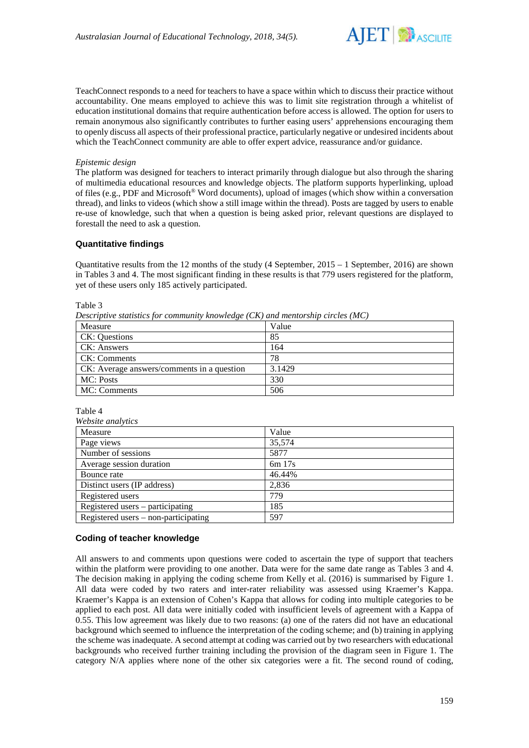TeachConnect responds to a need for teachers to have a space within which to discuss their practice without accountability. One means employed to achieve this was to limit site registration through a whitelist of education institutional domains that require authentication before access is allowed. The option for users to remain anonymous also significantly contributes to further easing users' apprehensions encouraging them to openly discuss all aspects of their professional practice, particularly negative or undesired incidents about which the TeachConnect community are able to offer expert advice, reassurance and/or guidance.

*Epistemic design*

The platform was designed for teachers to interact primarily through dialogue but also through the sharing of multimedia educational resources and knowledge objects. The platform supports hyperlinking, upload of files (e.g., PDF and Microsoft® Word documents), upload of images (which show within a conversation thread), and links to videos (which show a still image within the thread). Posts are tagged by users to enable re-use of knowledge, such that when a question is being asked prior, relevant questions are displayed to forestall the need to ask a question.

### Quantitative findings

Quantitative results from the 12 months of the study (4 September, 2015 – 1 September, 2016) are shown in Tables 3 and 4. The most significant finding in these results is that 779 users registered for the platform, yet of these users only 185 actively participated.

Table 3
*Descriptive statistics for community knowledge (CK) and mentorship circles (MC)*

| Measure | Value |
|---|---|
| CK: Questions | 85 |
| CK: Answers | 164 |
| CK: Comments | 78 |
| CK: Average answers/comments in a question | 3.1429 |
| MC: Posts | 330 |
| MC: Comments | 506 |

Table 4
*Website analytics*

| Measure | Value |
|---|---|
| Page views | 35,574 |
| Number of sessions | 5877 |
| Average session duration | 6m 17s |
| Bounce rate | 46.44% |
| Distinct users (IP address) | 2,836 |
| Registered users | 779 |
| Registered users – participating | 185 |
| Registered users – non-participating | 597 |

### Coding of teacher knowledge

All answers to and comments upon questions were coded to ascertain the type of support that teachers within the platform were providing to one another. Data were for the same date range as Tables 3 and 4. The decision making in applying the coding scheme from Kelly et al. (2016) is summarised by Figure 1. All data were coded by two raters and inter-rater reliability was assessed using Kraemer's Kappa. Kraemer's Kappa is an extension of Cohen's Kappa that allows for coding into multiple categories to be applied to each post. All data were initially coded with insufficient levels of agreement with a Kappa of 0.55. This low agreement was likely due to two reasons: (a) one of the raters did not have an educational background which seemed to influence the interpretation of the coding scheme; and (b) training in applying the scheme was inadequate. A second attempt at coding was carried out by two researchers with educational backgrounds who received further training including the provision of the diagram seen in Figure 1. The category N/A applies where none of the other six categories were a fit. The second round of coding,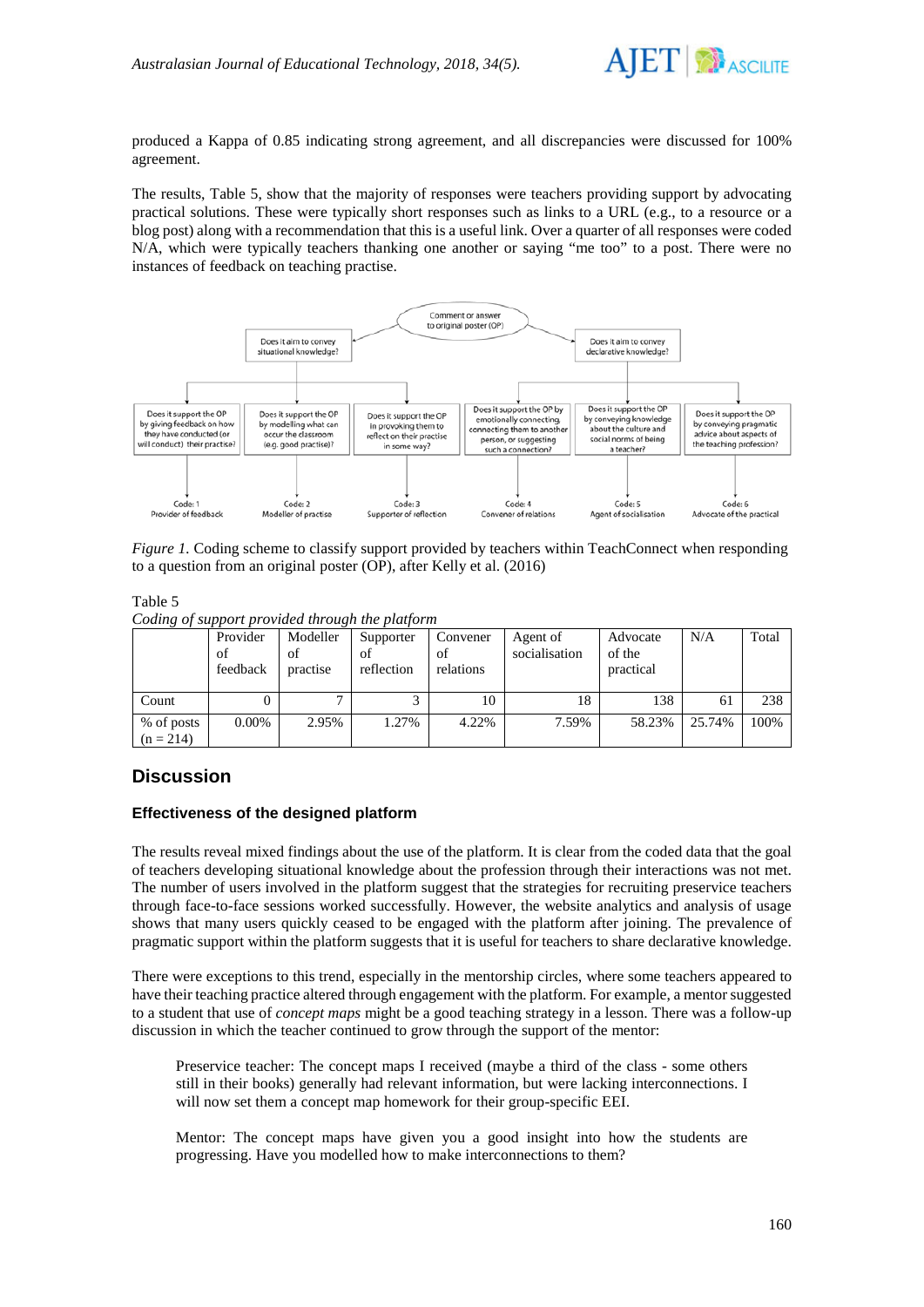produced a Kappa of 0.85 indicating strong agreement, and all discrepancies were discussed for 100% agreement.

The results, Table 5, show that the majority of responses were teachers providing support by advocating practical solutions. These were typically short responses such as links to a URL (e.g., to a resource or a blog post) along with a recommendation that this is a useful link. Over a quarter of all responses were coded N/A, which were typically teachers thanking one another or saying “me too” to a post. There were no instances of feedback on teaching practise.

*Figure 1.* Coding scheme to classify support provided by teachers within TeachConnect when responding to a question from an original poster (OP), after Kelly et al. (2016)

Table 5
*Coding of support provided through the platform*

| | Provider of feedback | Modeller of practise | Supporter of reflection | Convener of relations | Agent of socialisation | Advocate of the practical | N/A | Total |
|---|---|---|---|---|---|---|---|---|
| Count | 0 | 7 | 3 | 10 | 18 | 138 | 61 | 238 |
| % of posts (n = 214) | 0.00% | 2.95% | 1.27% | 4.22% | 7.59% | 58.23% | 25.74% | 100% |

## Discussion

### Effectiveness of the designed platform

The results reveal mixed findings about the use of the platform. It is clear from the coded data that the goal of teachers developing situational knowledge about the profession through their interactions was not met. The number of users involved in the platform suggest that the strategies for recruiting preservice teachers through face-to-face sessions worked successfully. However, the website analytics and analysis of usage shows that many users quickly ceased to be engaged with the platform after joining. The prevalence of pragmatic support within the platform suggests that it is useful for teachers to share declarative knowledge.

There were exceptions to this trend, especially in the mentorship circles, where some teachers appeared to have their teaching practice altered through engagement with the platform. For example, a mentor suggested to a student that use of *concept maps* might be a good teaching strategy in a lesson. There was a follow-up discussion in which the teacher continued to grow through the support of the mentor:

> Preservice teacher: The concept maps I received (maybe a third of the class - some others still in their books) generally had relevant information, but were lacking interconnections. I will now set them a concept map homework for their group-specific EEI.
>
> Mentor: The concept maps have given you a good insight into how the students are progressing. Have you modelled how to make interconnections to them?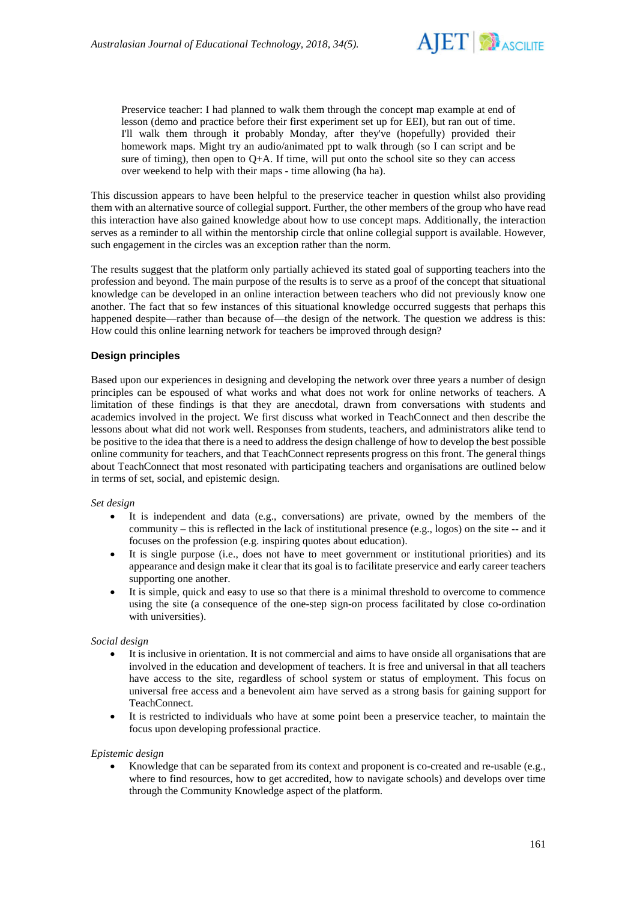> Preservice teacher: I had planned to walk them through the concept map example at end of lesson (demo and practice before their first experiment set up for EEI), but ran out of time. I'll walk them through it probably Monday, after they've (hopefully) provided their homework maps. Might try an audio/animated ppt to walk through (so I can script and be sure of timing), then open to Q+A. If time, will put onto the school site so they can access over weekend to help with their maps - time allowing (ha ha).

This discussion appears to have been helpful to the preservice teacher in question whilst also providing them with an alternative source of collegial support. Further, the other members of the group who have read this interaction have also gained knowledge about how to use concept maps. Additionally, the interaction serves as a reminder to all within the mentorship circle that online collegial support is available. However, such engagement in the circles was an exception rather than the norm.

The results suggest that the platform only partially achieved its stated goal of supporting teachers into the profession and beyond. The main purpose of the results is to serve as a proof of the concept that situational knowledge can be developed in an online interaction between teachers who did not previously know one another. The fact that so few instances of this situational knowledge occurred suggests that perhaps this happened despite—rather than because of—the design of the network. The question we address is this: How could this online learning network for teachers be improved through design?

### Design principles

Based upon our experiences in designing and developing the network over three years a number of design principles can be espoused of what works and what does not work for online networks of teachers. A limitation of these findings is that they are anecdotal, drawn from conversations with students and academics involved in the project. We first discuss what worked in TeachConnect and then describe the lessons about what did not work well. Responses from students, teachers, and administrators alike tend to be positive to the idea that there is a need to address the design challenge of how to develop the best possible online community for teachers, and that TeachConnect represents progress on this front. The general things about TeachConnect that most resonated with participating teachers and organisations are outlined below in terms of set, social, and epistemic design.

*Set design*

- It is independent and data (e.g., conversations) are private, owned by the members of the community – this is reflected in the lack of institutional presence (e.g., logos) on the site -- and it focuses on the profession (e.g. inspiring quotes about education).
- It is single purpose (i.e., does not have to meet government or institutional priorities) and its appearance and design make it clear that its goal is to facilitate preservice and early career teachers supporting one another.
- It is simple, quick and easy to use so that there is a minimal threshold to overcome to commence using the site (a consequence of the one-step sign-on process facilitated by close co-ordination with universities).

*Social design*

- It is inclusive in orientation. It is not commercial and aims to have onside all organisations that are involved in the education and development of teachers. It is free and universal in that all teachers have access to the site, regardless of school system or status of employment. This focus on universal free access and a benevolent aim have served as a strong basis for gaining support for TeachConnect.
- It is restricted to individuals who have at some point been a preservice teacher, to maintain the focus upon developing professional practice.

*Epistemic design*

- Knowledge that can be separated from its context and proponent is co-created and re-usable (e.g., where to find resources, how to get accredited, how to navigate schools) and develops over time through the Community Knowledge aspect of the platform.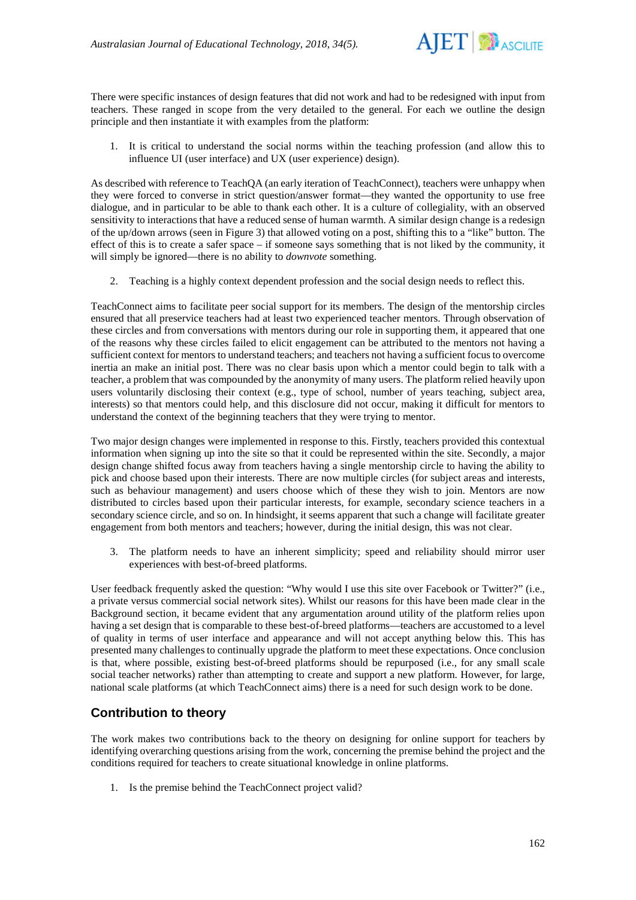There were specific instances of design features that did not work and had to be redesigned with input from teachers. These ranged in scope from the very detailed to the general. For each we outline the design principle and then instantiate it with examples from the platform:

1. It is critical to understand the social norms within the teaching profession (and allow this to influence UI (user interface) and UX (user experience) design).

As described with reference to TeachQA (an early iteration of TeachConnect), teachers were unhappy when they were forced to converse in strict question/answer format—they wanted the opportunity to use free dialogue, and in particular to be able to thank each other. It is a culture of collegiality, with an observed sensitivity to interactions that have a reduced sense of human warmth. A similar design change is a redesign of the up/down arrows (seen in Figure 3) that allowed voting on a post, shifting this to a "like" button. The effect of this is to create a safer space – if someone says something that is not liked by the community, it will simply be ignored—there is no ability to *downvote* something.

2. Teaching is a highly context dependent profession and the social design needs to reflect this.

TeachConnect aims to facilitate peer social support for its members. The design of the mentorship circles ensured that all preservice teachers had at least two experienced teacher mentors. Through observation of these circles and from conversations with mentors during our role in supporting them, it appeared that one of the reasons why these circles failed to elicit engagement can be attributed to the mentors not having a sufficient context for mentors to understand teachers; and teachers not having a sufficient focus to overcome inertia an make an initial post. There was no clear basis upon which a mentor could begin to talk with a teacher, a problem that was compounded by the anonymity of many users. The platform relied heavily upon users voluntarily disclosing their context (e.g., type of school, number of years teaching, subject area, interests) so that mentors could help, and this disclosure did not occur, making it difficult for mentors to understand the context of the beginning teachers that they were trying to mentor.

Two major design changes were implemented in response to this. Firstly, teachers provided this contextual information when signing up into the site so that it could be represented within the site. Secondly, a major design change shifted focus away from teachers having a single mentorship circle to having the ability to pick and choose based upon their interests. There are now multiple circles (for subject areas and interests, such as behaviour management) and users choose which of these they wish to join. Mentors are now distributed to circles based upon their particular interests, for example, secondary science teachers in a secondary science circle, and so on. In hindsight, it seems apparent that such a change will facilitate greater engagement from both mentors and teachers; however, during the initial design, this was not clear.

3. The platform needs to have an inherent simplicity; speed and reliability should mirror user experiences with best-of-breed platforms.

User feedback frequently asked the question: "Why would I use this site over Facebook or Twitter?" (i.e., a private versus commercial social network sites). Whilst our reasons for this have been made clear in the Background section, it became evident that any argumentation around utility of the platform relies upon having a set design that is comparable to these best-of-breed platforms—teachers are accustomed to a level of quality in terms of user interface and appearance and will not accept anything below this. This has presented many challenges to continually upgrade the platform to meet these expectations. Once conclusion is that, where possible, existing best-of-breed platforms should be repurposed (i.e., for any small scale social teacher networks) rather than attempting to create and support a new platform. However, for large, national scale platforms (at which TeachConnect aims) there is a need for such design work to be done.

## Contribution to theory

The work makes two contributions back to the theory on designing for online support for teachers by identifying overarching questions arising from the work, concerning the premise behind the project and the conditions required for teachers to create situational knowledge in online platforms.

1. Is the premise behind the TeachConnect project valid?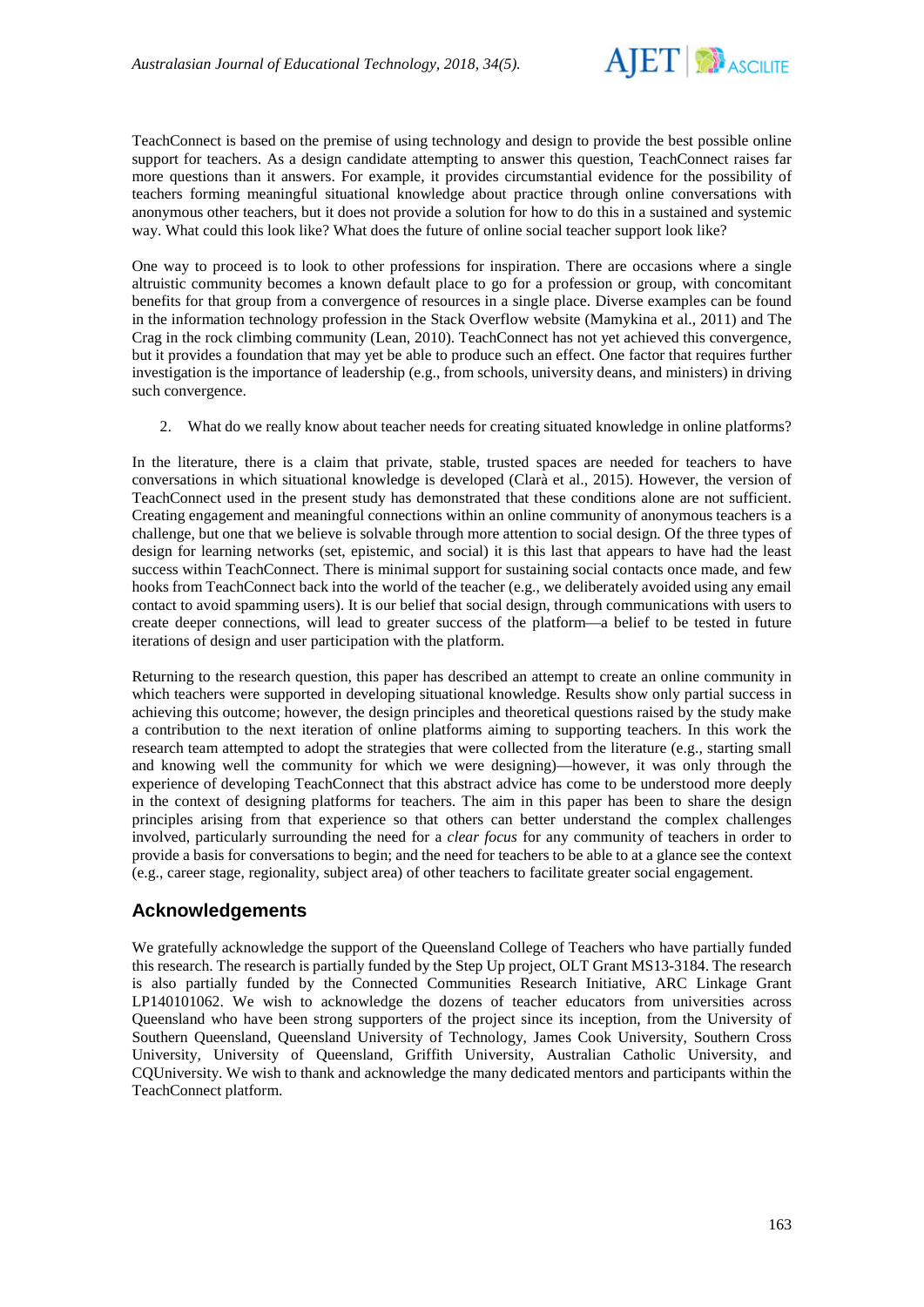TeachConnect is based on the premise of using technology and design to provide the best possible online support for teachers. As a design candidate attempting to answer this question, TeachConnect raises far more questions than it answers. For example, it provides circumstantial evidence for the possibility of teachers forming meaningful situational knowledge about practice through online conversations with anonymous other teachers, but it does not provide a solution for how to do this in a sustained and systemic way. What could this look like? What does the future of online social teacher support look like?

One way to proceed is to look to other professions for inspiration. There are occasions where a single altruistic community becomes a known default place to go for a profession or group, with concomitant benefits for that group from a convergence of resources in a single place. Diverse examples can be found in the information technology profession in the Stack Overflow website (Mamykina et al., 2011) and The Crag in the rock climbing community (Lean, 2010). TeachConnect has not yet achieved this convergence, but it provides a foundation that may yet be able to produce such an effect. One factor that requires further investigation is the importance of leadership (e.g., from schools, university deans, and ministers) in driving such convergence.

2. What do we really know about teacher needs for creating situated knowledge in online platforms?

In the literature, there is a claim that private, stable, trusted spaces are needed for teachers to have conversations in which situational knowledge is developed (Clarà et al., 2015). However, the version of TeachConnect used in the present study has demonstrated that these conditions alone are not sufficient. Creating engagement and meaningful connections within an online community of anonymous teachers is a challenge, but one that we believe is solvable through more attention to social design. Of the three types of design for learning networks (set, epistemic, and social) it is this last that appears to have had the least success within TeachConnect. There is minimal support for sustaining social contacts once made, and few hooks from TeachConnect back into the world of the teacher (e.g., we deliberately avoided using any email contact to avoid spamming users). It is our belief that social design, through communications with users to create deeper connections, will lead to greater success of the platform—a belief to be tested in future iterations of design and user participation with the platform.

Returning to the research question, this paper has described an attempt to create an online community in which teachers were supported in developing situational knowledge. Results show only partial success in achieving this outcome; however, the design principles and theoretical questions raised by the study make a contribution to the next iteration of online platforms aiming to supporting teachers. In this work the research team attempted to adopt the strategies that were collected from the literature (e.g., starting small and knowing well the community for which we were designing)—however, it was only through the experience of developing TeachConnect that this abstract advice has come to be understood more deeply in the context of designing platforms for teachers. The aim in this paper has been to share the design principles arising from that experience so that others can better understand the complex challenges involved, particularly surrounding the need for a *clear focus* for any community of teachers in order to provide a basis for conversations to begin; and the need for teachers to be able to at a glance see the context (e.g., career stage, regionality, subject area) of other teachers to facilitate greater social engagement.

## Acknowledgements

We gratefully acknowledge the support of the Queensland College of Teachers who have partially funded this research. The research is partially funded by the Step Up project, OLT Grant MS13-3184. The research is also partially funded by the Connected Communities Research Initiative, ARC Linkage Grant LP140101062. We wish to acknowledge the dozens of teacher educators from universities across Queensland who have been strong supporters of the project since its inception, from the University of Southern Queensland, Queensland University of Technology, James Cook University, Southern Cross University, University of Queensland, Griffith University, Australian Catholic University, and CQUniversity. We wish to thank and acknowledge the many dedicated mentors and participants within the TeachConnect platform.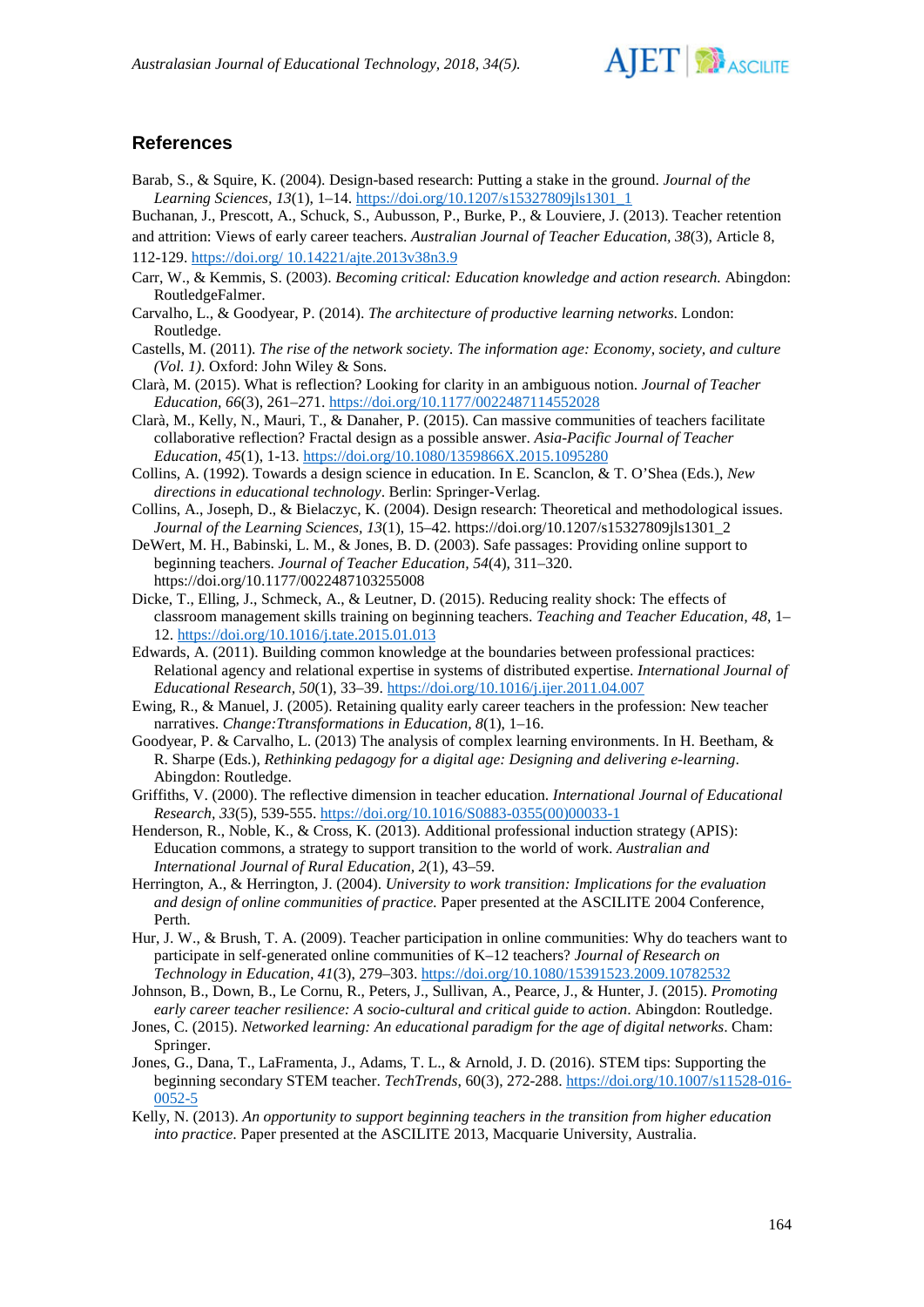## References

Barab, S., & Squire, K. (2004). Design-based research: Putting a stake in the ground. *Journal of the Learning Sciences*, *13*(1), 1–14. https://doi.org/10.1207/s15327809jls1301_1

Buchanan, J., Prescott, A., Schuck, S., Aubusson, P., Burke, P., & Louviere, J. (2013). Teacher retention and attrition: Views of early career teachers. *Australian Journal of Teacher Education*, *38*(3), Article 8, 112-129. https://doi.org/ 10.14221/ajte.2013v38n3.9

Carr, W., & Kemmis, S. (2003). *Becoming critical: Education knowledge and action research.* Abingdon: RoutledgeFalmer.

Carvalho, L., & Goodyear, P. (2014). *The architecture of productive learning networks.* London: Routledge.

Castells, M. (2011). *The rise of the network society. The information age: Economy, society, and culture (Vol. 1)*. Oxford: John Wiley & Sons.

Clarà, M. (2015). What is reflection? Looking for clarity in an ambiguous notion. *Journal of Teacher Education, 66*(3), 261–271. https://doi.org/10.1177/0022487114552028

Clarà, M., Kelly, N., Mauri, T., & Danaher, P. (2015). Can massive communities of teachers facilitate collaborative reflection? Fractal design as a possible answer. *Asia-Pacific Journal of Teacher Education, 45*(1), 1-13. https://doi.org/10.1080/1359866X.2015.1095280

Collins, A. (1992). Towards a design science in education. In E. Scanclon, & T. O'Shea (Eds.), *New directions in educational technology*. Berlin: Springer-Verlag.

Collins, A., Joseph, D., & Bielaczyc, K. (2004). Design research: Theoretical and methodological issues. *Journal of the Learning Sciences, 13*(1), 15–42. https://doi.org/10.1207/s15327809jls1301_2

DeWert, M. H., Babinski, L. M., & Jones, B. D. (2003). Safe passages: Providing online support to beginning teachers. *Journal of Teacher Education, 54*(4), 311–320. https://doi.org/10.1177/0022487103255008

Dicke, T., Elling, J., Schmeck, A., & Leutner, D. (2015). Reducing reality shock: The effects of classroom management skills training on beginning teachers. *Teaching and Teacher Education*, *48*, 1–12. https://doi.org/10.1016/j.tate.2015.01.013

Edwards, A. (2011). Building common knowledge at the boundaries between professional practices: Relational agency and relational expertise in systems of distributed expertise. *International Journal of Educational Research*, *50*(1), 33–39. https://doi.org/10.1016/j.ijer.2011.04.007

Ewing, R., & Manuel, J. (2005). Retaining quality early career teachers in the profession: New teacher narratives. *Change:Ttransformations in Education, 8*(1), 1–16.

Goodyear, P. & Carvalho, L. (2013) The analysis of complex learning environments. In H. Beetham, & R. Sharpe (Eds.), *Rethinking pedagogy for a digital age: Designing and delivering e-learning*. Abingdon: Routledge.

Griffiths, V. (2000). The reflective dimension in teacher education. *International Journal of Educational Research, 33*(5), 539-555. https://doi.org/10.1016/S0883-0355(00)00033-1

Henderson, R., Noble, K., & Cross, K. (2013). Additional professional induction strategy (APIS): Education commons, a strategy to support transition to the world of work. *Australian and International Journal of Rural Education, 2*(1), 43–59.

Herrington, A., & Herrington, J. (2004). *University to work transition: Implications for the evaluation and design of online communities of practice.* Paper presented at the ASCILITE 2004 Conference, Perth.

Hur, J. W., & Brush, T. A. (2009). Teacher participation in online communities: Why do teachers want to participate in self-generated online communities of K–12 teachers? *Journal of Research on Technology in Education, 41*(3), 279–303. https://doi.org/10.1080/15391523.2009.10782532

Johnson, B., Down, B., Le Cornu, R., Peters, J., Sullivan, A., Pearce, J., & Hunter, J. (2015). *Promoting early career teacher resilience: A socio-cultural and critical guide to action*. Abingdon: Routledge.

Jones, C. (2015). *Networked learning: An educational paradigm for the age of digital networks*. Cham: Springer.

Jones, G., Dana, T., LaFramenta, J., Adams, T. L., & Arnold, J. D. (2016). STEM tips: Supporting the beginning secondary STEM teacher. *TechTrends*, 60(3), 272-288. https://doi.org/10.1007/s11528-016-0052-5

Kelly, N. (2013). *An opportunity to support beginning teachers in the transition from higher education into practice*. Paper presented at the ASCILITE 2013, Macquarie University, Australia.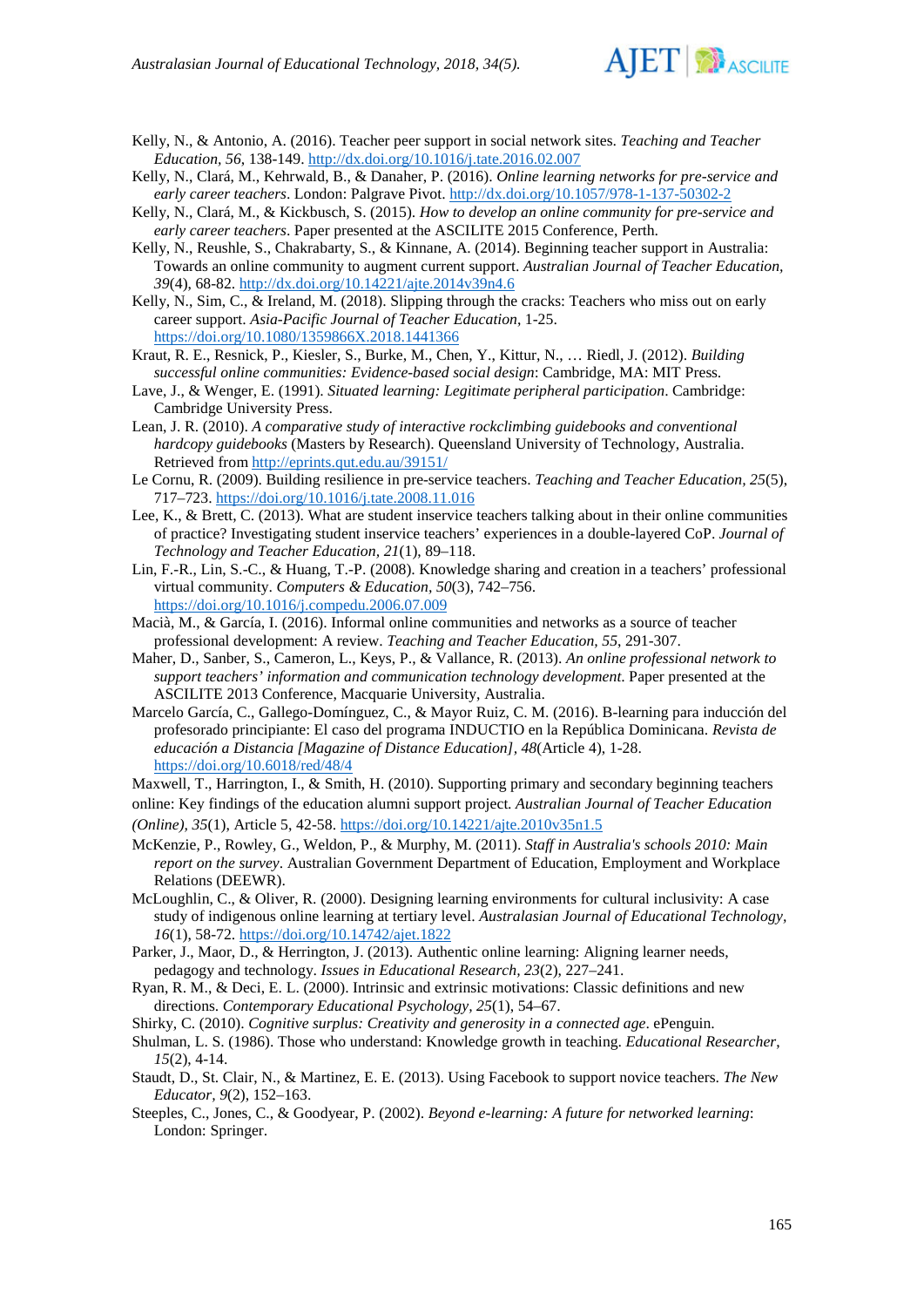Kelly, N., & Antonio, A. (2016). Teacher peer support in social network sites. *Teaching and Teacher Education, 56*, 138-149. http://dx.doi.org/10.1016/j.tate.2016.02.007

Kelly, N., Clará, M., Kehrwald, B., & Danaher, P. (2016). *Online learning networks for pre-service and early career teachers*. London: Palgrave Pivot. http://dx.doi.org/10.1057/978-1-137-50302-2

Kelly, N., Clará, M., & Kickbusch, S. (2015). *How to develop an online community for pre-service and early career teachers*. Paper presented at the ASCILITE 2015 Conference, Perth.

Kelly, N., Reushle, S., Chakrabarty, S., & Kinnane, A. (2014). Beginning teacher support in Australia: Towards an online community to augment current support. *Australian Journal of Teacher Education, 39*(4), 68-82. http://dx.doi.org/10.14221/ajte.2014v39n4.6

Kelly, N., Sim, C., & Ireland, M. (2018). Slipping through the cracks: Teachers who miss out on early career support. *Asia-Pacific Journal of Teacher Education*, 1-25. https://doi.org/10.1080/1359866X.2018.1441366

Kraut, R. E., Resnick, P., Kiesler, S., Burke, M., Chen, Y., Kittur, N., … Riedl, J. (2012). *Building successful online communities: Evidence-based social design*: Cambridge, MA: MIT Press.

Lave, J., & Wenger, E. (1991). *Situated learning: Legitimate peripheral participation*. Cambridge: Cambridge University Press.

Lean, J. R. (2010). *A comparative study of interactive rockclimbing guidebooks and conventional hardcopy guidebooks* (Masters by Research). Queensland University of Technology, Australia. Retrieved from http://eprints.qut.edu.au/39151/

Le Cornu, R. (2009). Building resilience in pre-service teachers. *Teaching and Teacher Education, 25*(5), 717–723. https://doi.org/10.1016/j.tate.2008.11.016

Lee, K., & Brett, C. (2013). What are student inservice teachers talking about in their online communities of practice? Investigating student inservice teachers' experiences in a double-layered CoP. *Journal of Technology and Teacher Education, 21*(1), 89–118.

Lin, F.-R., Lin, S.-C., & Huang, T.-P. (2008). Knowledge sharing and creation in a teachers' professional virtual community. *Computers & Education, 50*(3), 742–756. https://doi.org/10.1016/j.compedu.2006.07.009

Macià, M., & García, I. (2016). Informal online communities and networks as a source of teacher professional development: A review. *Teaching and Teacher Education, 55*, 291-307.

Maher, D., Sanber, S., Cameron, L., Keys, P., & Vallance, R. (2013). *An online professional network to support teachers' information and communication technology development*. Paper presented at the ASCILITE 2013 Conference, Macquarie University, Australia.

Marcelo García, C., Gallego-Domínguez, C., & Mayor Ruiz, C. M. (2016). B-learning para inducción del profesorado principiante: El caso del programa INDUCTIO en la República Dominicana. *Revista de educación a Distancia [Magazine of Distance Education], 48*(Article 4), 1-28. https://doi.org/10.6018/red/48/4

Maxwell, T., Harrington, I., & Smith, H. (2010). Supporting primary and secondary beginning teachers online: Key findings of the education alumni support project. *Australian Journal of Teacher Education (Online), 35*(1), Article 5, 42-58. https://doi.org/10.14221/ajte.2010v35n1.5

McKenzie, P., Rowley, G., Weldon, P., & Murphy, M. (2011). *Staff in Australia's schools 2010: Main report on the survey*. Australian Government Department of Education, Employment and Workplace Relations (DEEWR).

McLoughlin, C., & Oliver, R. (2000). Designing learning environments for cultural inclusivity: A case study of indigenous online learning at tertiary level. *Australasian Journal of Educational Technology, 16*(1), 58-72. https://doi.org/10.14742/ajet.1822

Parker, J., Maor, D., & Herrington, J. (2013). Authentic online learning: Aligning learner needs, pedagogy and technology. *Issues in Educational Research, 23*(2), 227–241.

Ryan, R. M., & Deci, E. L. (2000). Intrinsic and extrinsic motivations: Classic definitions and new directions. *Contemporary Educational Psychology, 25*(1), 54–67.

Shirky, C. (2010). *Cognitive surplus: Creativity and generosity in a connected age*. ePenguin.

Shulman, L. S. (1986). Those who understand: Knowledge growth in teaching. *Educational Researcher, 15*(2), 4-14.

Staudt, D., St. Clair, N., & Martinez, E. E. (2013). Using Facebook to support novice teachers. *The New Educator, 9*(2), 152–163.

Steeples, C., Jones, C., & Goodyear, P. (2002). *Beyond e-learning: A future for networked learning*: London: Springer.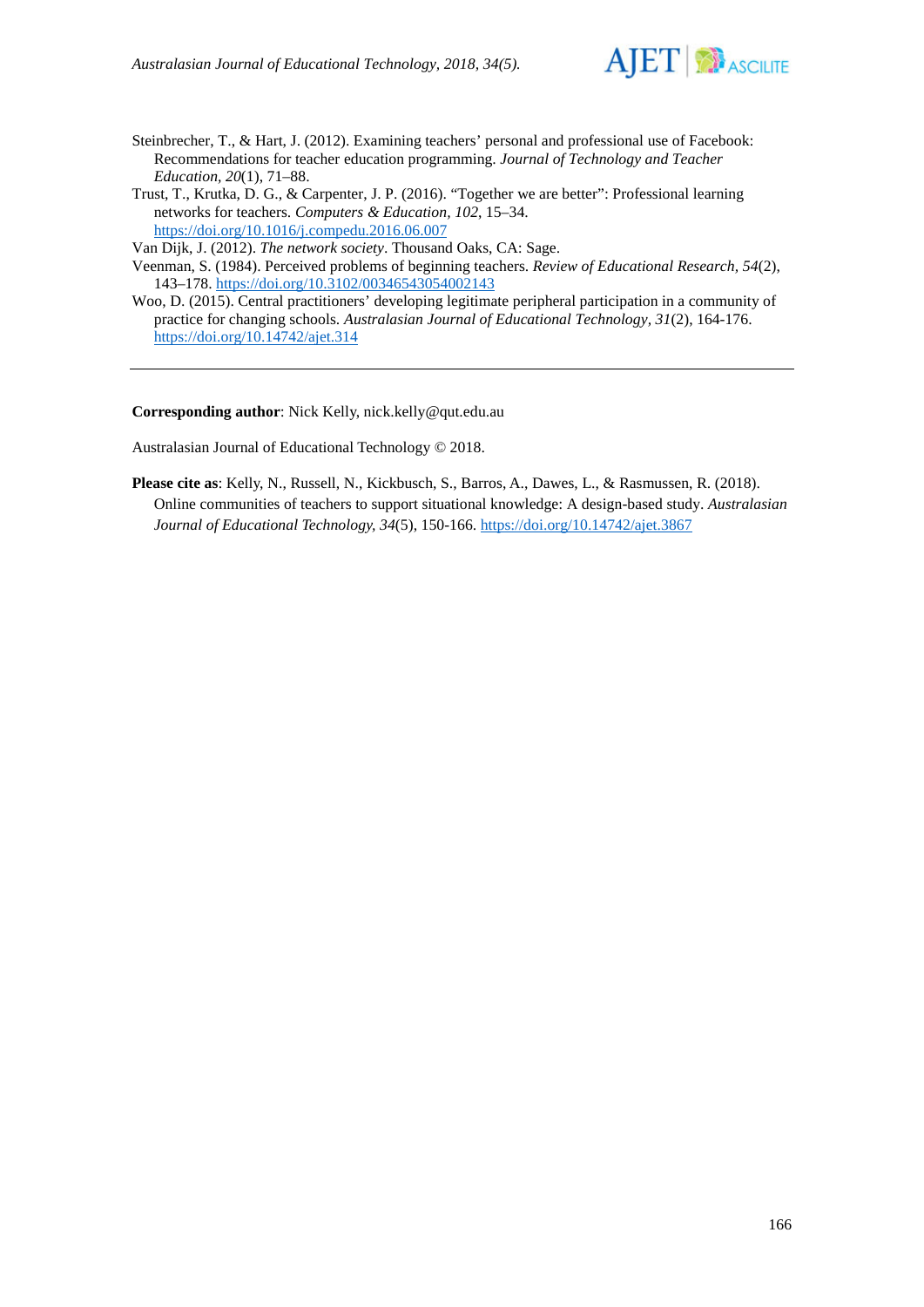Steinbrecher, T., & Hart, J. (2012). Examining teachers' personal and professional use of Facebook: Recommendations for teacher education programming. *Journal of Technology and Teacher Education*, *20*(1), 71–88.

Trust, T., Krutka, D. G., & Carpenter, J. P. (2016). "Together we are better": Professional learning networks for teachers. *Computers & Education*, *102*, 15–34. https://doi.org/10.1016/j.compedu.2016.06.007

Van Dijk, J. (2012). *The network society*. Thousand Oaks, CA: Sage.

Veenman, S. (1984). Perceived problems of beginning teachers. *Review of Educational Research*, *54*(2), 143–178. https://doi.org/10.3102/00346543054002143

Woo, D. (2015). Central practitioners' developing legitimate peripheral participation in a community of practice for changing schools. *Australasian Journal of Educational Technology, 31*(2), 164-176. https://doi.org/10.14742/ajet.314

---

**Corresponding author**: Nick Kelly, nick.kelly@qut.edu.au

Australasian Journal of Educational Technology © 2018.

**Please cite as**: Kelly, N., Russell, N., Kickbusch, S., Barros, A., Dawes, L., & Rasmussen, R. (2018). Online communities of teachers to support situational knowledge: A design-based study. *Australasian Journal of Educational Technology, 34*(5), 150-166. https://doi.org/10.14742/ajet.3867